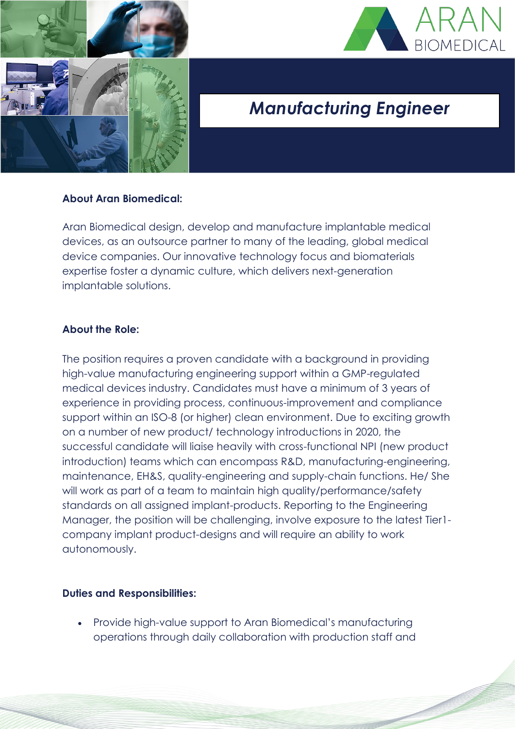# ARAN BIOMEDICAL

## *Manufacturing Engineer*

**About Aran Biomedical:**

Aran Biomedical design, develop and manufacture implantable medical devices, as an outsource partner to many of the leading, global medical device companies. Our innovative technology focus and biomaterials expertise foster a dynamic culture, which delivers next-generation implantable solutions.

**About the Role:**

The position requires a proven candidate with a background in providing high-value manufacturing engineering support within a GMP-regulated medical devices industry. Candidates must have a minimum of 3 years of experience in providing process, continuous-improvement and compliance support within an ISO-8 (or higher) clean environment. Due to exciting growth on a number of new product/ technology introductions in 2020, the successful candidate will liaise heavily with cross-functional NPI (new product introduction) teams which can encompass R&D, manufacturing-engineering, maintenance, EH&S, quality-engineering and supply-chain functions. He/ She will work as part of a team to maintain high quality/performance/safety standards on all assigned implant-products. Reporting to the Engineering Manager, the position will be challenging, involve exposure to the latest Tier1-company implant product-designs and will require an ability to work autonomously.

**Duties and Responsibilities:**

- Provide high-value support to Aran Biomedical's manufacturing operations through daily collaboration with production staff and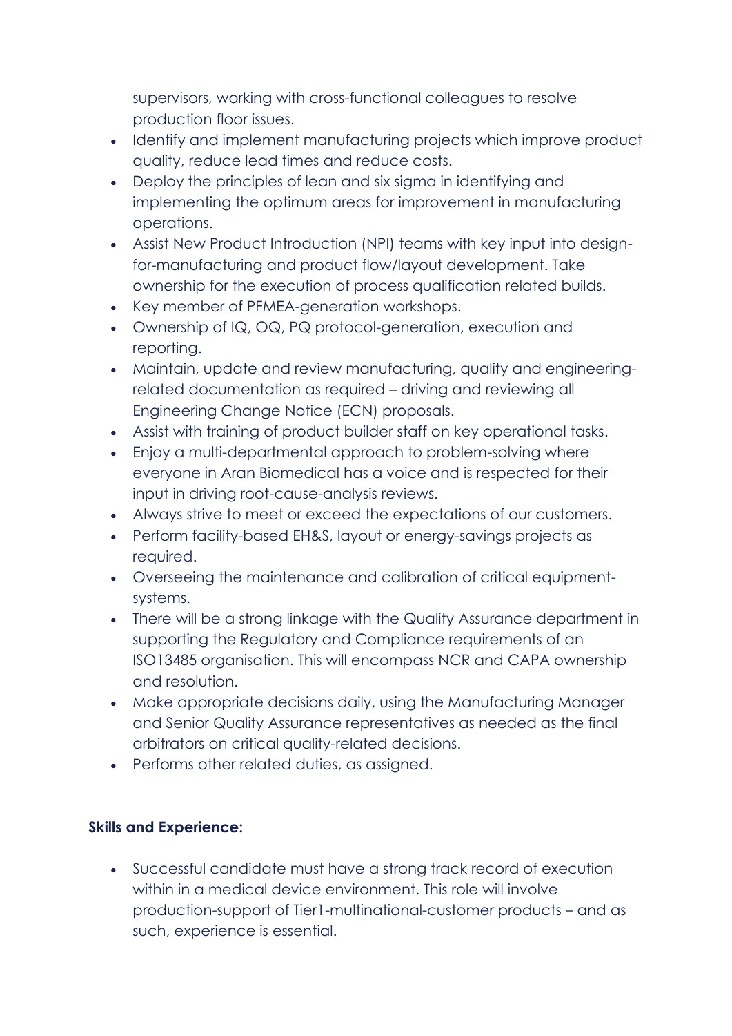supervisors, working with cross-functional colleagues to resolve production floor issues.

- Identify and implement manufacturing projects which improve product quality, reduce lead times and reduce costs.
- Deploy the principles of lean and six sigma in identifying and implementing the optimum areas for improvement in manufacturing operations.
- Assist New Product Introduction (NPI) teams with key input into design-for-manufacturing and product flow/layout development. Take ownership for the execution of process qualification related builds.
- Key member of PFMEA-generation workshops.
- Ownership of IQ, OQ, PQ protocol-generation, execution and reporting.
- Maintain, update and review manufacturing, quality and engineering-related documentation as required – driving and reviewing all Engineering Change Notice (ECN) proposals.
- Assist with training of product builder staff on key operational tasks.
- Enjoy a multi-departmental approach to problem-solving where everyone in Aran Biomedical has a voice and is respected for their input in driving root-cause-analysis reviews.
- Always strive to meet or exceed the expectations of our customers.
- Perform facility-based EH&S, layout or energy-savings projects as required.
- Overseeing the maintenance and calibration of critical equipment-systems.
- There will be a strong linkage with the Quality Assurance department in supporting the Regulatory and Compliance requirements of an ISO13485 organisation. This will encompass NCR and CAPA ownership and resolution.
- Make appropriate decisions daily, using the Manufacturing Manager and Senior Quality Assurance representatives as needed as the final arbitrators on critical quality-related decisions.
- Performs other related duties, as assigned.

**Skills and Experience:**

- Successful candidate must have a strong track record of execution within in a medical device environment. This role will involve production-support of Tier1-multinational-customer products – and as such, experience is essential.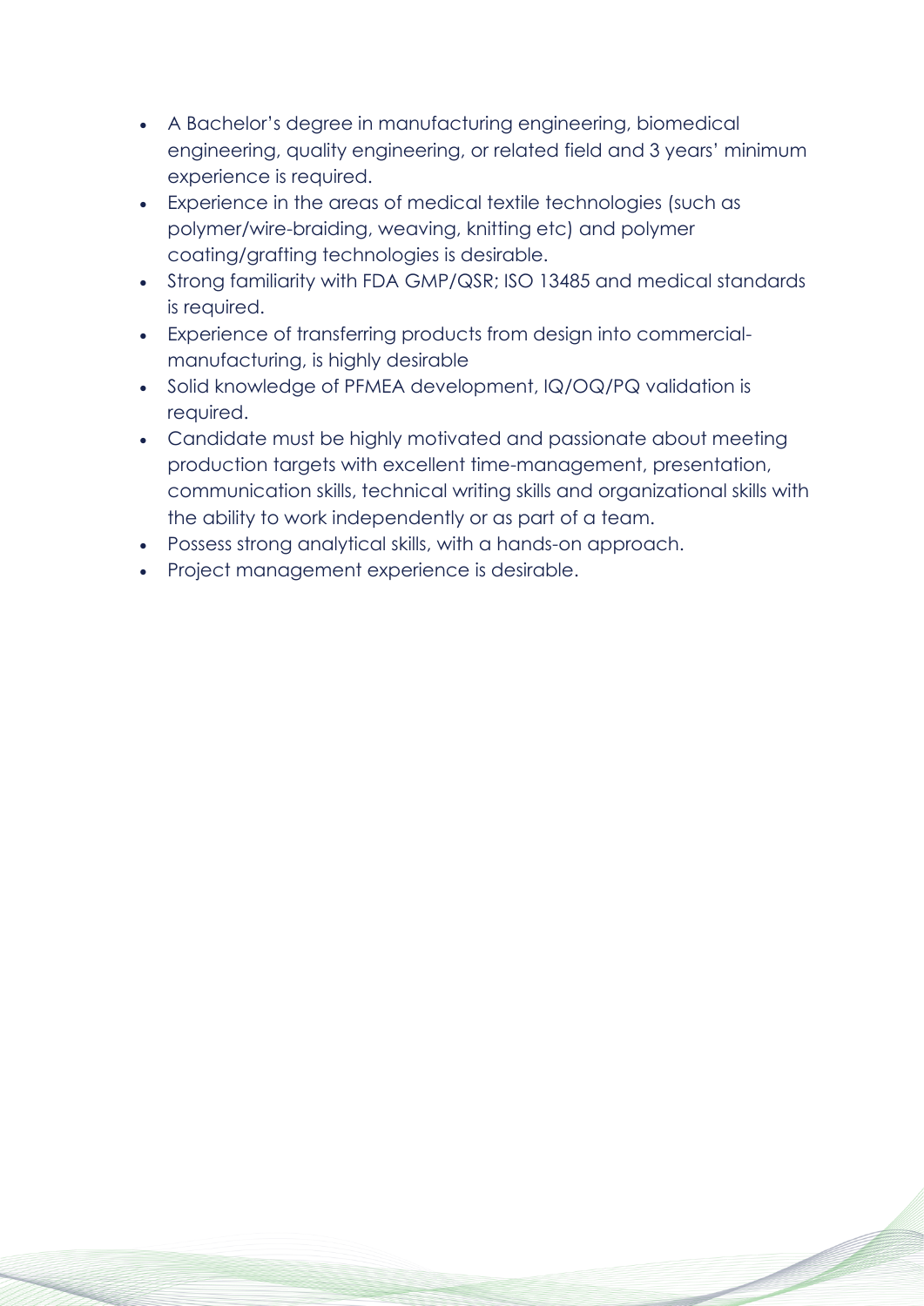- A Bachelor's degree in manufacturing engineering, biomedical engineering, quality engineering, or related field and 3 years' minimum experience is required.
- Experience in the areas of medical textile technologies (such as polymer/wire-braiding, weaving, knitting etc) and polymer coating/grafting technologies is desirable.
- Strong familiarity with FDA GMP/QSR; ISO 13485 and medical standards is required.
- Experience of transferring products from design into commercial-manufacturing, is highly desirable
- Solid knowledge of PFMEA development, IQ/OQ/PQ validation is required.
- Candidate must be highly motivated and passionate about meeting production targets with excellent time-management, presentation, communication skills, technical writing skills and organizational skills with the ability to work independently or as part of a team.
- Possess strong analytical skills, with a hands-on approach.
- Project management experience is desirable.